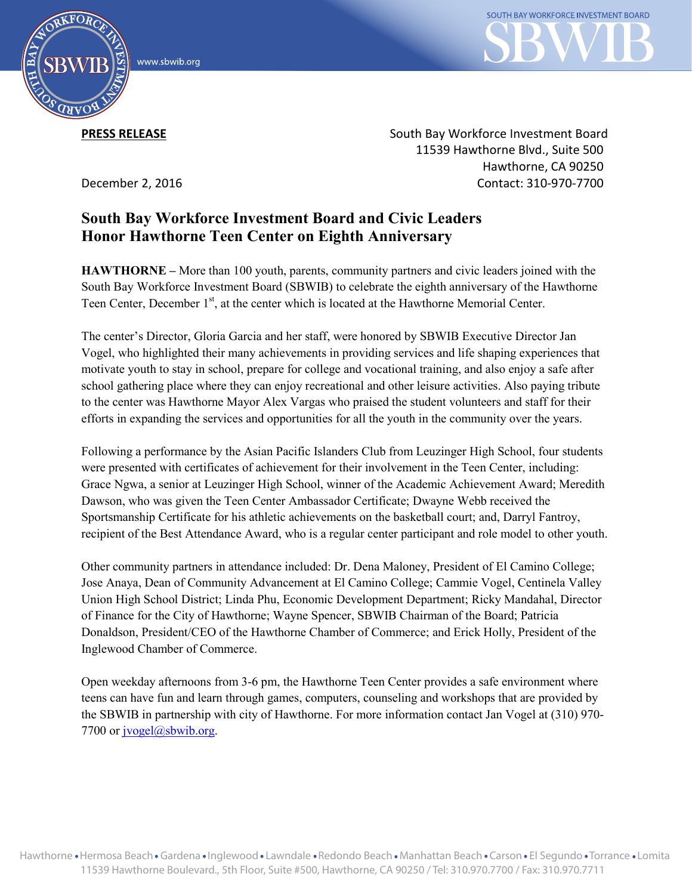**PRESS RELEASE**

South Bay Workforce Investment Board
11539 Hawthorne Blvd., Suite 500
Hawthorne, CA 90250
Contact: 310-970-7700

December 2, 2016

# South Bay Workforce Investment Board and Civic Leaders Honor Hawthorne Teen Center on Eighth Anniversary

**HAWTHORNE –** More than 100 youth, parents, community partners and civic leaders joined with the South Bay Workforce Investment Board (SBWIB) to celebrate the eighth anniversary of the Hawthorne Teen Center, December 1st, at the center which is located at the Hawthorne Memorial Center.

The center's Director, Gloria Garcia and her staff, were honored by SBWIB Executive Director Jan Vogel, who highlighted their many achievements in providing services and life shaping experiences that motivate youth to stay in school, prepare for college and vocational training, and also enjoy a safe after school gathering place where they can enjoy recreational and other leisure activities. Also paying tribute to the center was Hawthorne Mayor Alex Vargas who praised the student volunteers and staff for their efforts in expanding the services and opportunities for all the youth in the community over the years.

Following a performance by the Asian Pacific Islanders Club from Leuzinger High School, four students were presented with certificates of achievement for their involvement in the Teen Center, including: Grace Ngwa, a senior at Leuzinger High School, winner of the Academic Achievement Award; Meredith Dawson, who was given the Teen Center Ambassador Certificate; Dwayne Webb received the Sportsmanship Certificate for his athletic achievements on the basketball court; and, Darryl Fantroy, recipient of the Best Attendance Award, who is a regular center participant and role model to other youth.

Other community partners in attendance included: Dr. Dena Maloney, President of El Camino College; Jose Anaya, Dean of Community Advancement at El Camino College; Cammie Vogel, Centinela Valley Union High School District; Linda Phu, Economic Development Department; Ricky Mandahal, Director of Finance for the City of Hawthorne; Wayne Spencer, SBWIB Chairman of the Board; Patricia Donaldson, President/CEO of the Hawthorne Chamber of Commerce; and Erick Holly, President of the Inglewood Chamber of Commerce.

Open weekday afternoons from 3-6 pm, the Hawthorne Teen Center provides a safe environment where teens can have fun and learn through games, computers, counseling and workshops that are provided by the SBWIB in partnership with city of Hawthorne. For more information contact Jan Vogel at (310) 970-7700 or jvogel@sbwib.org.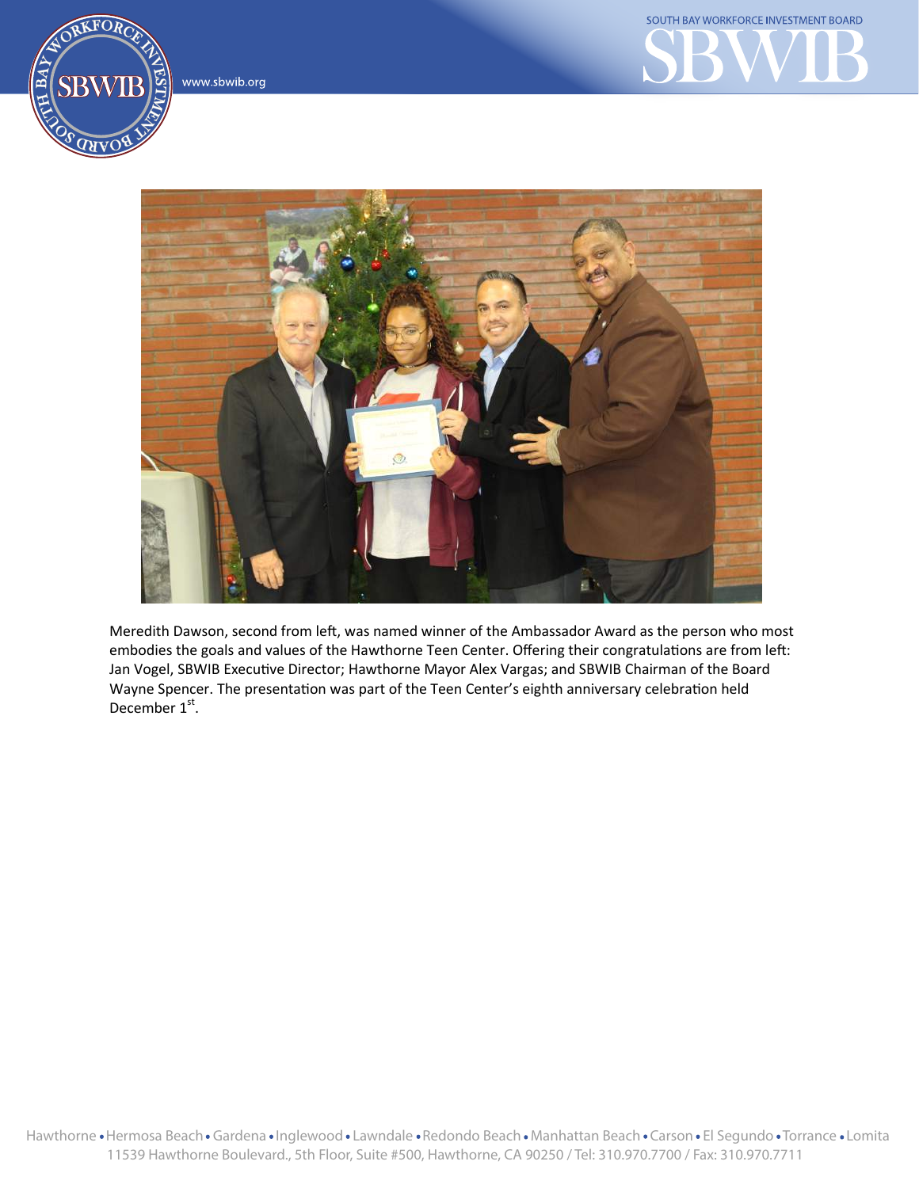Meredith Dawson, second from left, was named winner of the Ambassador Award as the person who most embodies the goals and values of the Hawthorne Teen Center. Offering their congratulations are from left: Jan Vogel, SBWIB Executive Director; Hawthorne Mayor Alex Vargas; and SBWIB Chairman of the Board Wayne Spencer. The presentation was part of the Teen Center's eighth anniversary celebration held December 1st.